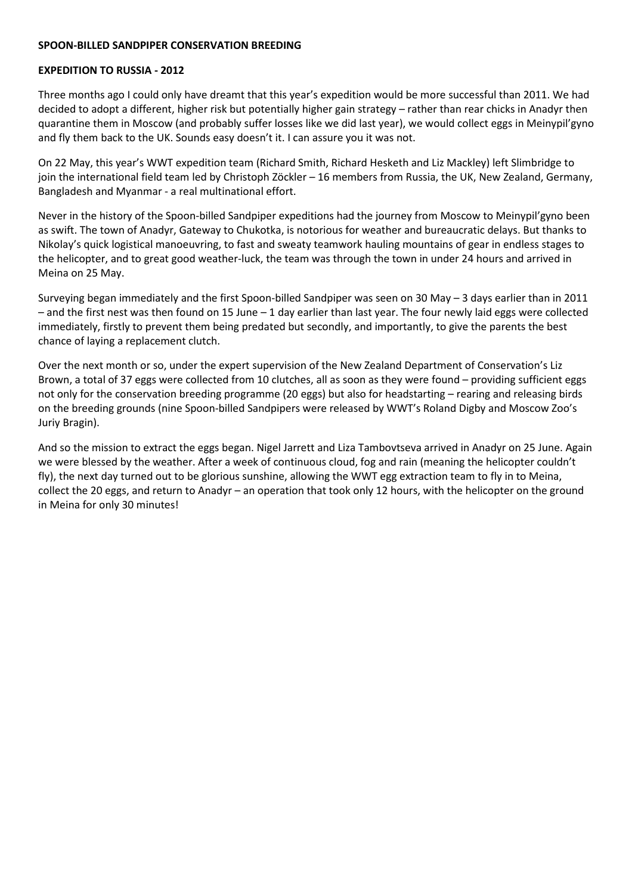**SPOON-BILLED SANDPIPER CONSERVATION BREEDING**

**EXPEDITION TO RUSSIA - 2012**

Three months ago I could only have dreamt that this year's expedition would be more successful than 2011. We had decided to adopt a different, higher risk but potentially higher gain strategy – rather than rear chicks in Anadyr then quarantine them in Moscow (and probably suffer losses like we did last year), we would collect eggs in Meinypil'gyno and fly them back to the UK. Sounds easy doesn't it. I can assure you it was not.

On 22 May, this year's WWT expedition team (Richard Smith, Richard Hesketh and Liz Mackley) left Slimbridge to join the international field team led by Christoph Zöckler – 16 members from Russia, the UK, New Zealand, Germany, Bangladesh and Myanmar - a real multinational effort.

Never in the history of the Spoon-billed Sandpiper expeditions had the journey from Moscow to Meinypil'gyno been as swift. The town of Anadyr, Gateway to Chukotka, is notorious for weather and bureaucratic delays. But thanks to Nikolay's quick logistical manoeuvring, to fast and sweaty teamwork hauling mountains of gear in endless stages to the helicopter, and to great good weather-luck, the team was through the town in under 24 hours and arrived in Meina on 25 May.

Surveying began immediately and the first Spoon-billed Sandpiper was seen on 30 May – 3 days earlier than in 2011 – and the first nest was then found on 15 June – 1 day earlier than last year. The four newly laid eggs were collected immediately, firstly to prevent them being predated but secondly, and importantly, to give the parents the best chance of laying a replacement clutch.

Over the next month or so, under the expert supervision of the New Zealand Department of Conservation's Liz Brown, a total of 37 eggs were collected from 10 clutches, all as soon as they were found – providing sufficient eggs not only for the conservation breeding programme (20 eggs) but also for headstarting – rearing and releasing birds on the breeding grounds (nine Spoon-billed Sandpipers were released by WWT's Roland Digby and Moscow Zoo's Juriy Bragin).

And so the mission to extract the eggs began. Nigel Jarrett and Liza Tambovtseva arrived in Anadyr on 25 June. Again we were blessed by the weather. After a week of continuous cloud, fog and rain (meaning the helicopter couldn't fly), the next day turned out to be glorious sunshine, allowing the WWT egg extraction team to fly in to Meina, collect the 20 eggs, and return to Anadyr – an operation that took only 12 hours, with the helicopter on the ground in Meina for only 30 minutes!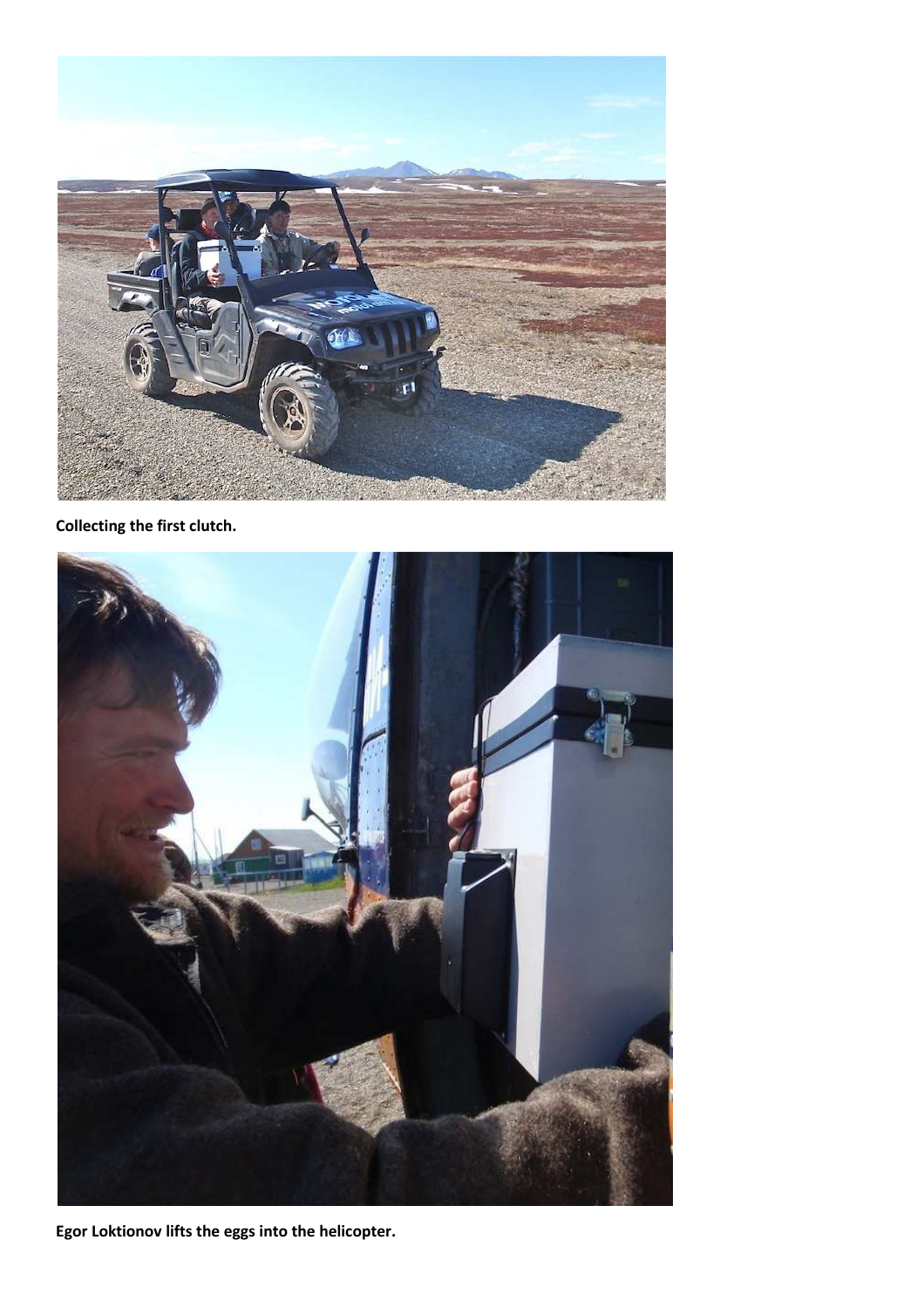**Collecting the first clutch.**

**Egor Loktionov lifts the eggs into the helicopter.**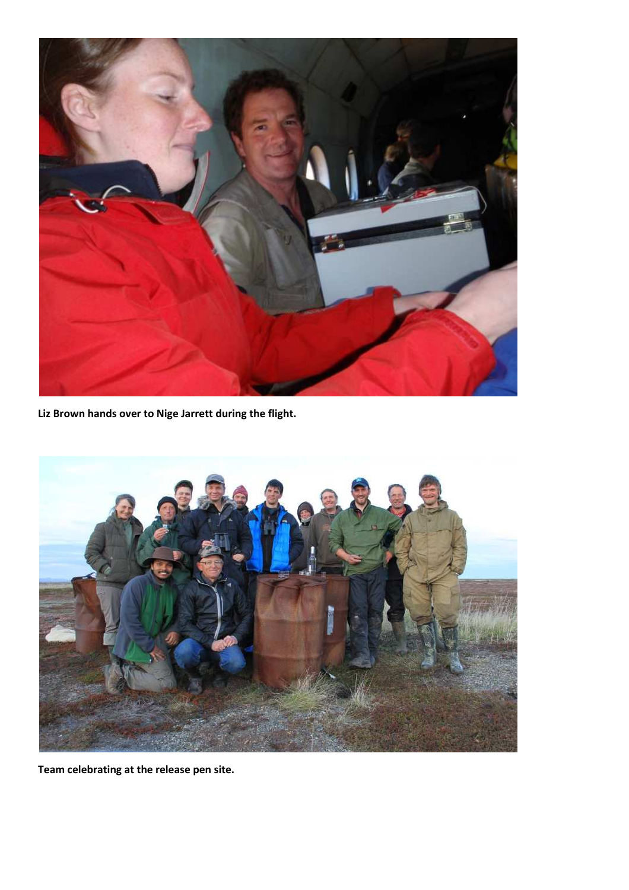**Liz Brown hands over to Nige Jarrett during the flight.**

**Team celebrating at the release pen site.**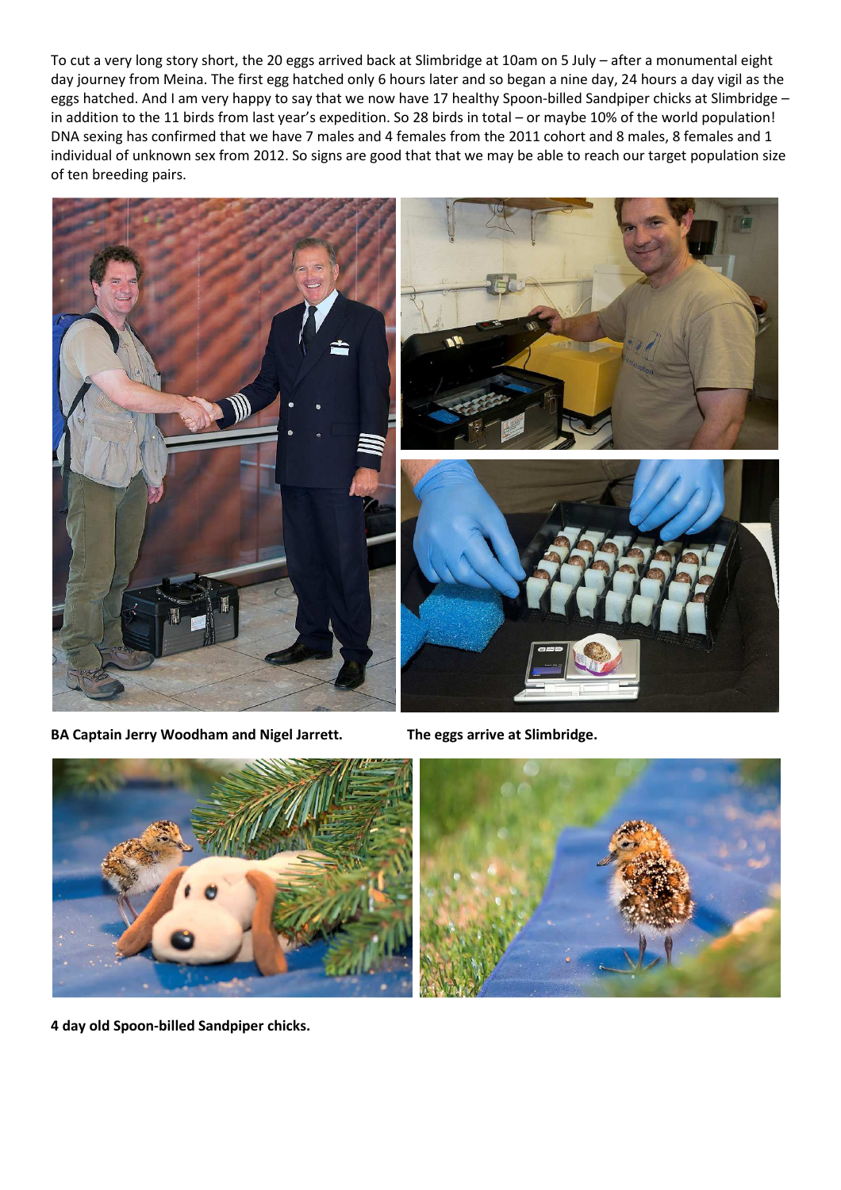To cut a very long story short, the 20 eggs arrived back at Slimbridge at 10am on 5 July – after a monumental eight day journey from Meina. The first egg hatched only 6 hours later and so began a nine day, 24 hours a day vigil as the eggs hatched. And I am very happy to say that we now have 17 healthy Spoon-billed Sandpiper chicks at Slimbridge – in addition to the 11 birds from last year's expedition. So 28 birds in total – or maybe 10% of the world population! DNA sexing has confirmed that we have 7 males and 4 females from the 2011 cohort and 8 males, 8 females and 1 individual of unknown sex from 2012. So signs are good that that we may be able to reach our target population size of ten breeding pairs.

**BA Captain Jerry Woodham and Nigel Jarrett.**

**The eggs arrive at Slimbridge.**

**4 day old Spoon-billed Sandpiper chicks.**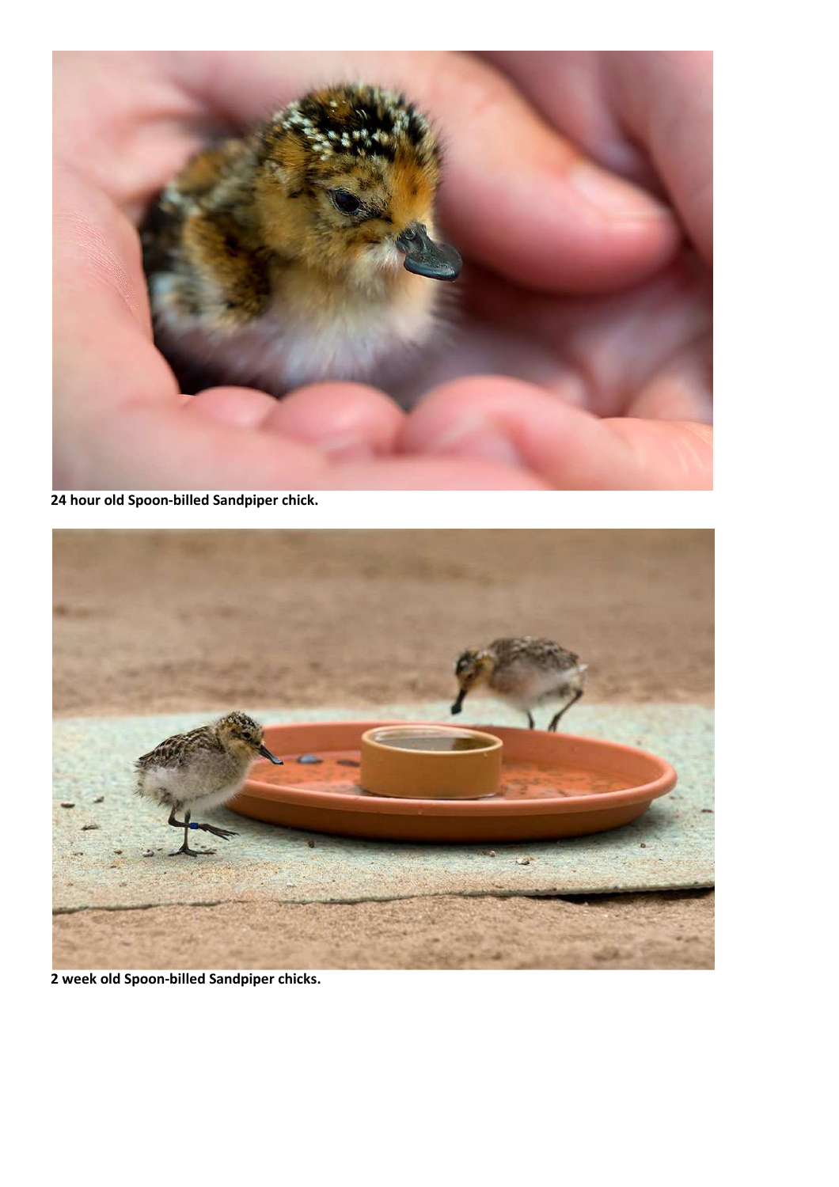**24 hour old Spoon-billed Sandpiper chick.**

**2 week old Spoon-billed Sandpiper chicks.**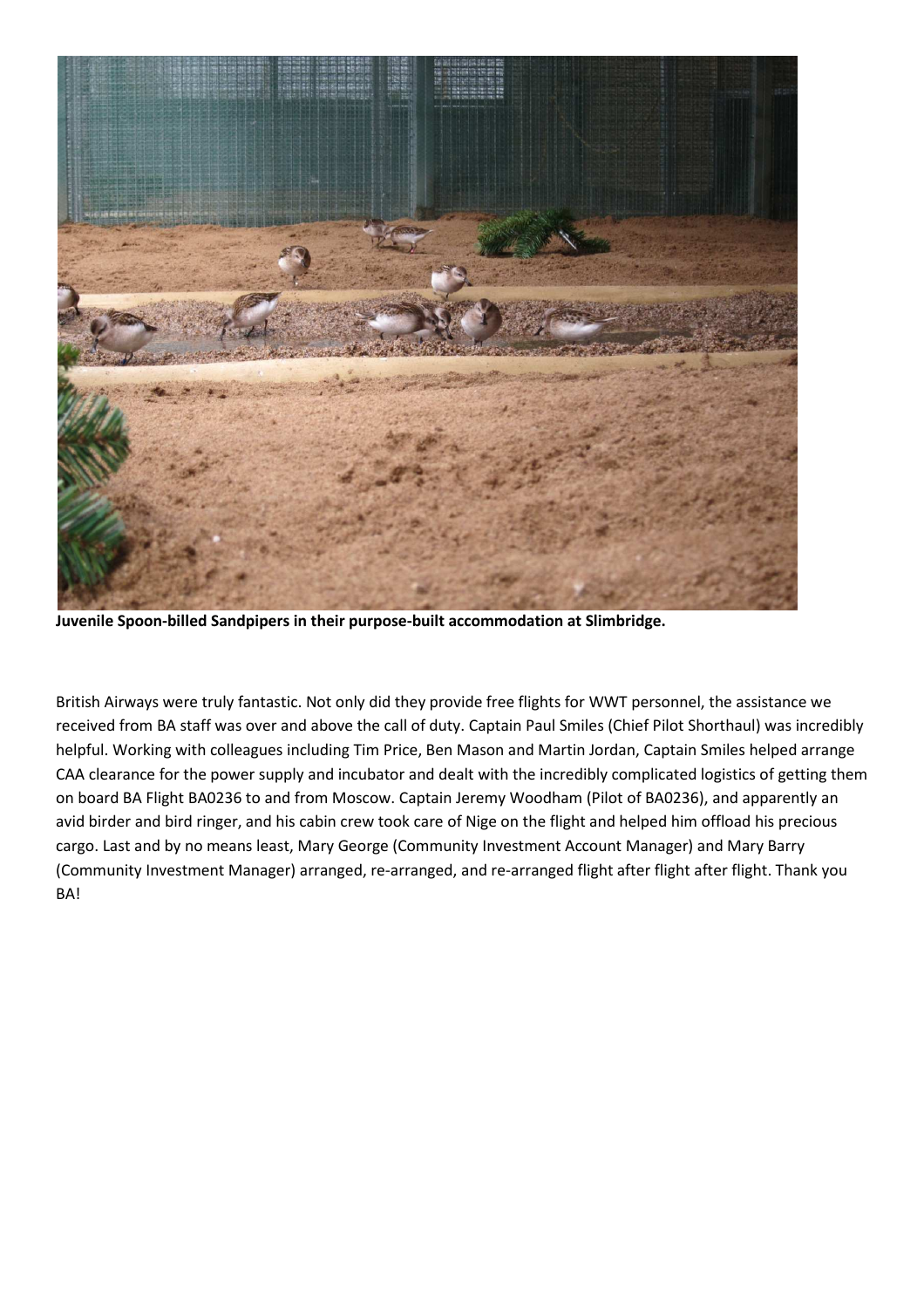**Juvenile Spoon-billed Sandpipers in their purpose-built accommodation at Slimbridge.**

British Airways were truly fantastic. Not only did they provide free flights for WWT personnel, the assistance we received from BA staff was over and above the call of duty. Captain Paul Smiles (Chief Pilot Shorthaul) was incredibly helpful. Working with colleagues including Tim Price, Ben Mason and Martin Jordan, Captain Smiles helped arrange CAA clearance for the power supply and incubator and dealt with the incredibly complicated logistics of getting them on board BA Flight BA0236 to and from Moscow. Captain Jeremy Woodham (Pilot of BA0236), and apparently an avid birder and bird ringer, and his cabin crew took care of Nige on the flight and helped him offload his precious cargo. Last and by no means least, Mary George (Community Investment Account Manager) and Mary Barry (Community Investment Manager) arranged, re-arranged, and re-arranged flight after flight after flight. Thank you BA!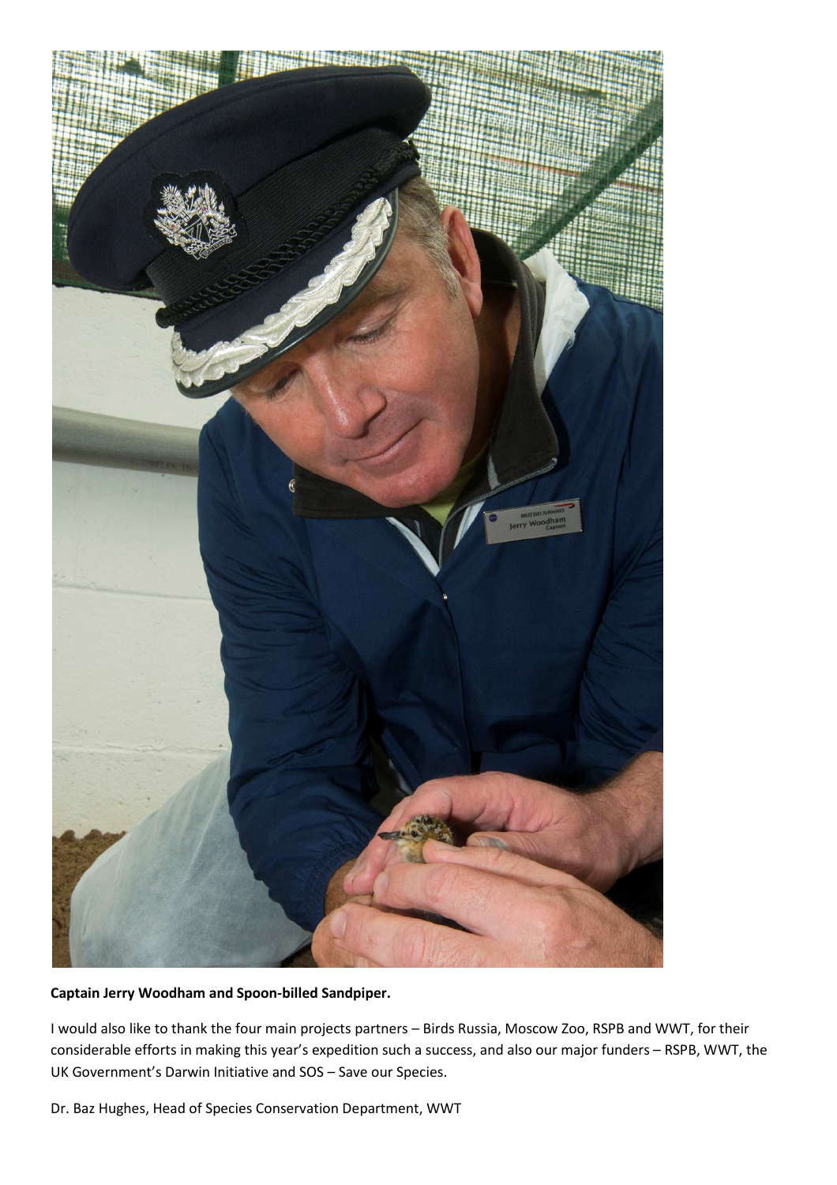**Captain Jerry Woodham and Spoon-billed Sandpiper.**

I would also like to thank the four main projects partners – Birds Russia, Moscow Zoo, RSPB and WWT, for their considerable efforts in making this year's expedition such a success, and also our major funders – RSPB, WWT, the UK Government's Darwin Initiative and SOS – Save our Species.

Dr. Baz Hughes, Head of Species Conservation Department, WWT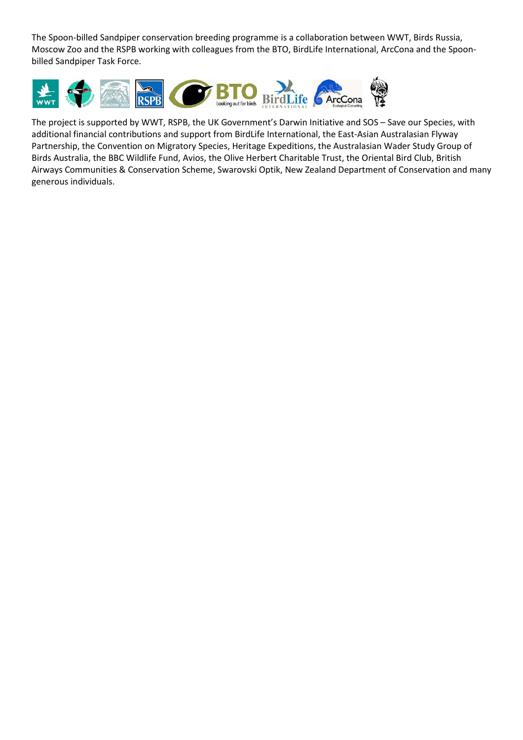The Spoon-billed Sandpiper conservation breeding programme is a collaboration between WWT, Birds Russia, Moscow Zoo and the RSPB working with colleagues from the BTO, BirdLife International, ArcCona and the Spoon-billed Sandpiper Task Force.

The project is supported by WWT, RSPB, the UK Government's Darwin Initiative and SOS – Save our Species, with additional financial contributions and support from BirdLife International, the East-Asian Australasian Flyway Partnership, the Convention on Migratory Species, Heritage Expeditions, the Australasian Wader Study Group of Birds Australia, the BBC Wildlife Fund, Avios, the Olive Herbert Charitable Trust, the Oriental Bird Club, British Airways Communities & Conservation Scheme, Swarovski Optik, New Zealand Department of Conservation and many generous individuals.